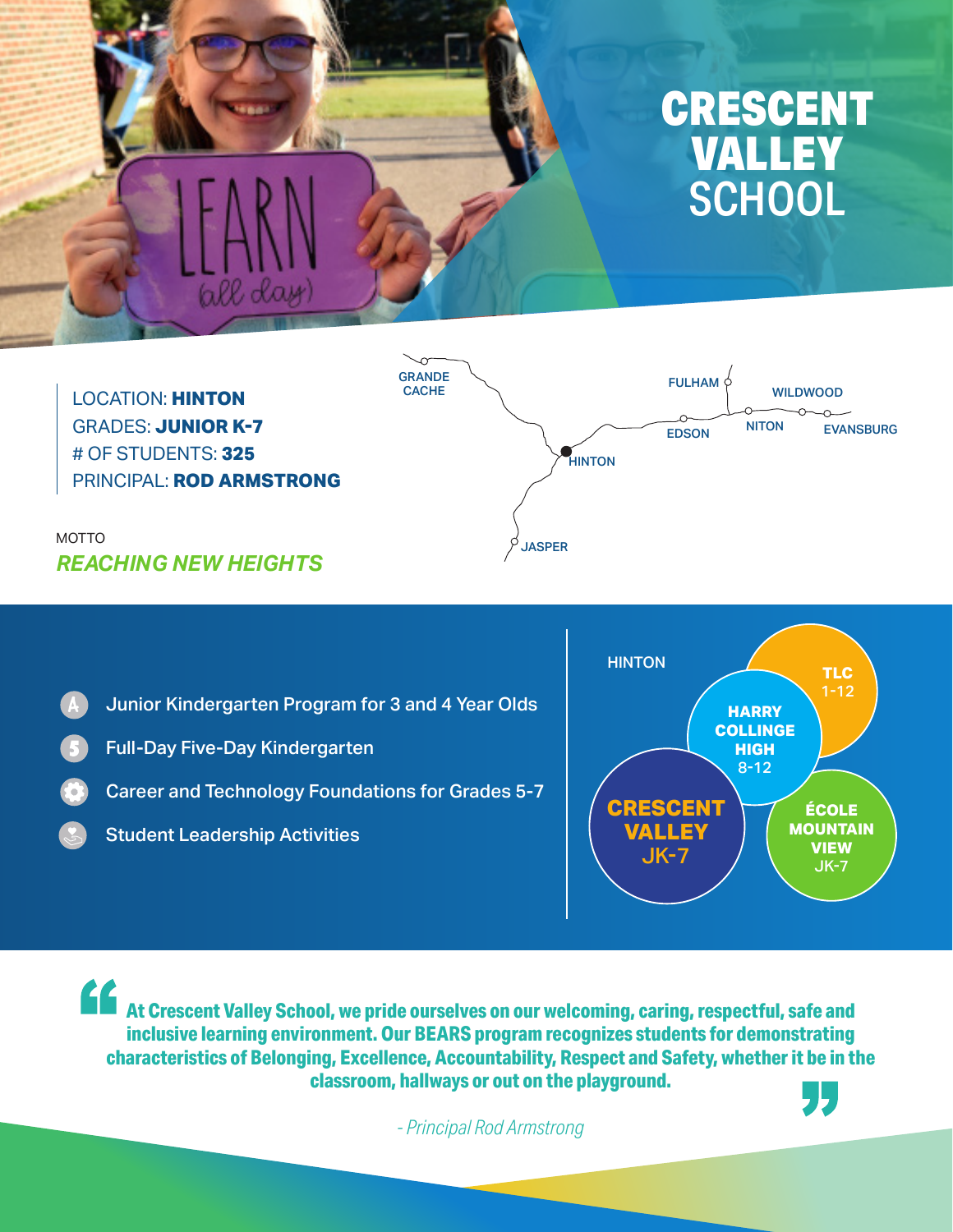# CRESCENT VALLEY SCHOOL

LOCATION: **HINTON**
GRADES: **JUNIOR K-7**
# OF STUDENTS: **325**
PRINCIPAL: **ROD ARMSTRONG**

MOTTO
*REACHING NEW HEIGHTS*

GRANDE CACHE
FULHAM
WILDWOOD
EDSON
NITON
EVANSBURG
HINTON
JASPER

- Junior Kindergarten Program for 3 and 4 Year Olds
- Full-Day Five-Day Kindergarten
- Career and Technology Foundations for Grades 5-7
- Student Leadership Activities

HINTON

- **TLC** 1-12
- **HARRY COLLINGE HIGH** 8-12
- **CRESCENT VALLEY** JK-7
- **ÉCOLE MOUNTAIN VIEW** JK-7

> **At Crescent Valley School, we pride ourselves on our welcoming, caring, respectful, safe and inclusive learning environment. Our BEARS program recognizes students for demonstrating characteristics of Belonging, Excellence, Accountability, Respect and Safety, whether it be in the classroom, hallways or out on the playground.**
>
> *- Principal Rod Armstrong*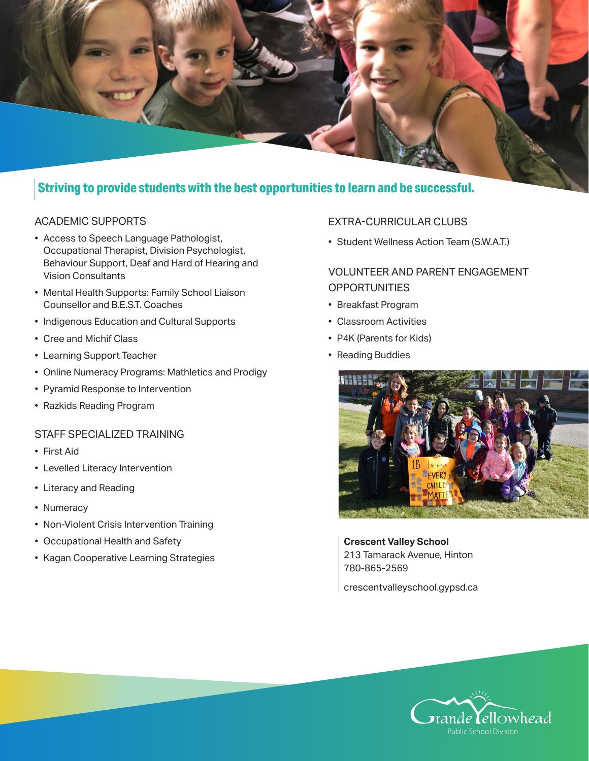## Striving to provide students with the best opportunities to learn and be successful.

### ACADEMIC SUPPORTS

- Access to Speech Language Pathologist, Occupational Therapist, Division Psychologist, Behaviour Support, Deaf and Hard of Hearing and Vision Consultants
- Mental Health Supports: Family School Liaison Counsellor and B.E.S.T. Coaches
- Indigenous Education and Cultural Supports
- Cree and Michif Class
- Learning Support Teacher
- Online Numeracy Programs: Mathletics and Prodigy
- Pyramid Response to Intervention
- Razkids Reading Program

### STAFF SPECIALIZED TRAINING

- First Aid
- Levelled Literacy Intervention
- Literacy and Reading
- Numeracy
- Non-Violent Crisis Intervention Training
- Occupational Health and Safety
- Kagan Cooperative Learning Strategies

### EXTRA-CURRICULAR CLUBS

- Student Wellness Action Team (S.W.A.T.)

### VOLUNTEER AND PARENT ENGAGEMENT OPPORTUNITIES

- Breakfast Program
- Classroom Activities
- P4K (Parents for Kids)
- Reading Buddies

**Crescent Valley School**
213 Tamarack Avenue, Hinton
780-865-2569

crescentvalleyschool.gypsd.ca

Grande Yellowhead Public School Division